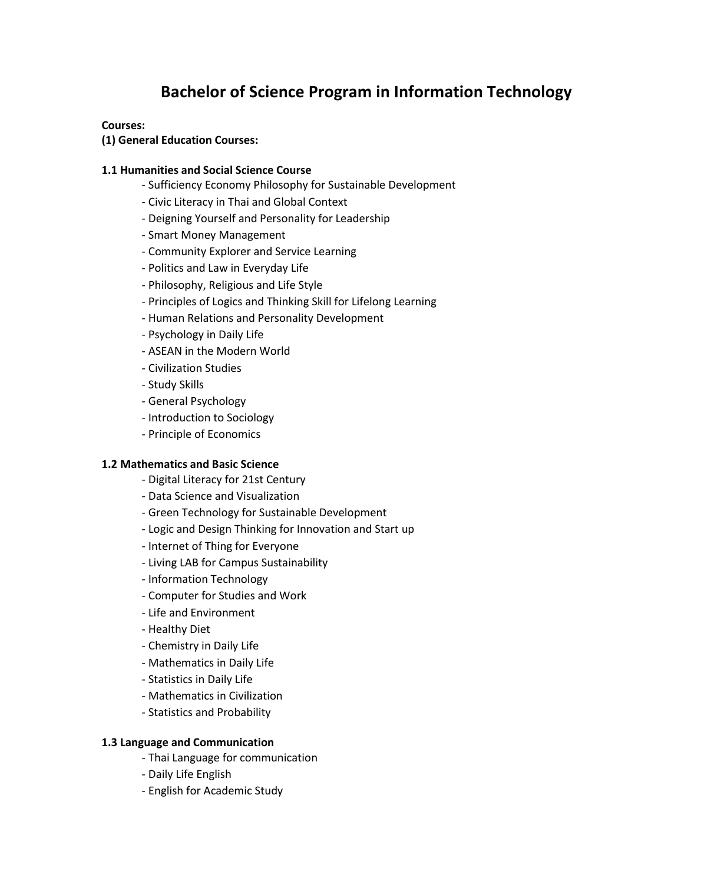# Bachelor of Science Program in Information Technology

**Courses:**

**(1) General Education Courses:**

**1.1 Humanities and Social Science Course**

- Sufficiency Economy Philosophy for Sustainable Development
- Civic Literacy in Thai and Global Context
- Deigning Yourself and Personality for Leadership
- Smart Money Management
- Community Explorer and Service Learning
- Politics and Law in Everyday Life
- Philosophy, Religious and Life Style
- Principles of Logics and Thinking Skill for Lifelong Learning
- Human Relations and Personality Development
- Psychology in Daily Life
- ASEAN in the Modern World
- Civilization Studies
- Study Skills
- General Psychology
- Introduction to Sociology
- Principle of Economics

**1.2 Mathematics and Basic Science**

- Digital Literacy for 21st Century
- Data Science and Visualization
- Green Technology for Sustainable Development
- Logic and Design Thinking for Innovation and Start up
- Internet of Thing for Everyone
- Living LAB for Campus Sustainability
- Information Technology
- Computer for Studies and Work
- Life and Environment
- Healthy Diet
- Chemistry in Daily Life
- Mathematics in Daily Life
- Statistics in Daily Life
- Mathematics in Civilization
- Statistics and Probability

**1.3 Language and Communication**

- Thai Language for communication
- Daily Life English
- English for Academic Study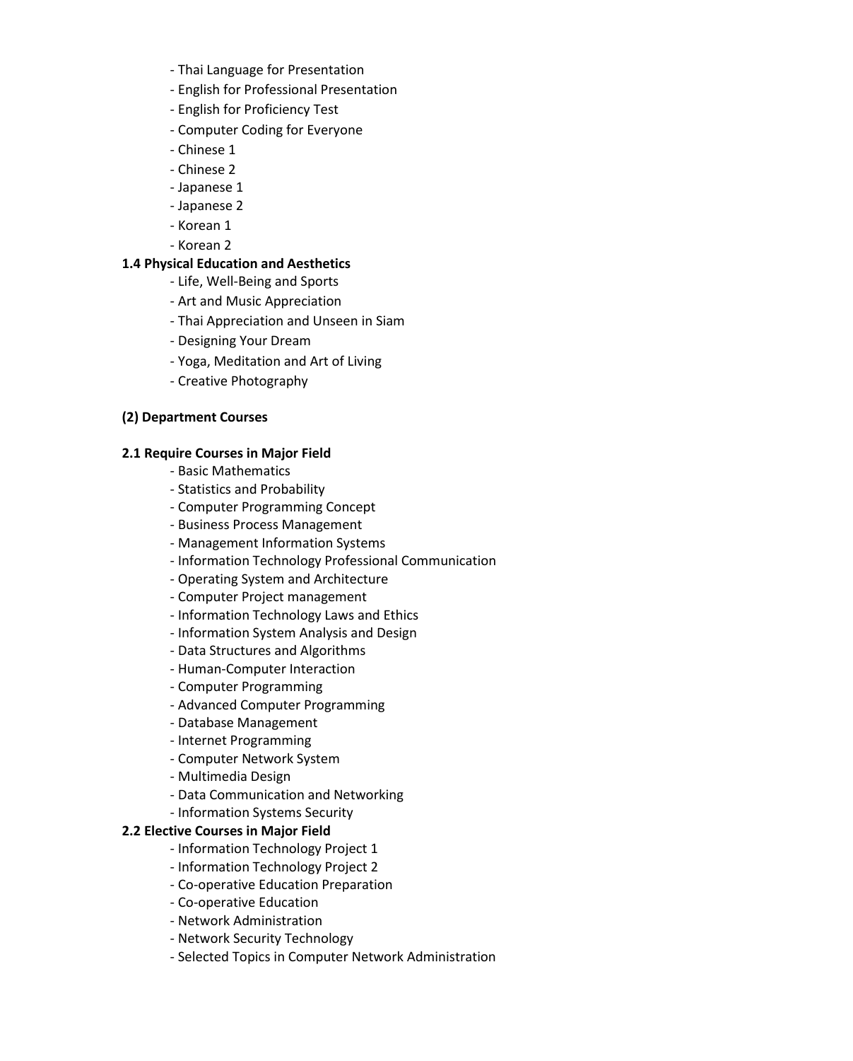- Thai Language for Presentation
- English for Professional Presentation
- English for Proficiency Test
- Computer Coding for Everyone
- Chinese 1
- Chinese 2
- Japanese 1
- Japanese 2
- Korean 1
- Korean 2

**1.4 Physical Education and Aesthetics**

- Life, Well-Being and Sports
- Art and Music Appreciation
- Thai Appreciation and Unseen in Siam
- Designing Your Dream
- Yoga, Meditation and Art of Living
- Creative Photography

**(2) Department Courses**

**2.1 Require Courses in Major Field**

- Basic Mathematics
- Statistics and Probability
- Computer Programming Concept
- Business Process Management
- Management Information Systems
- Information Technology Professional Communication
- Operating System and Architecture
- Computer Project management
- Information Technology Laws and Ethics
- Information System Analysis and Design
- Data Structures and Algorithms
- Human-Computer Interaction
- Computer Programming
- Advanced Computer Programming
- Database Management
- Internet Programming
- Computer Network System
- Multimedia Design
- Data Communication and Networking
- Information Systems Security

**2.2 Elective Courses in Major Field**

- Information Technology Project 1
- Information Technology Project 2
- Co-operative Education Preparation
- Co-operative Education
- Network Administration
- Network Security Technology
- Selected Topics in Computer Network Administration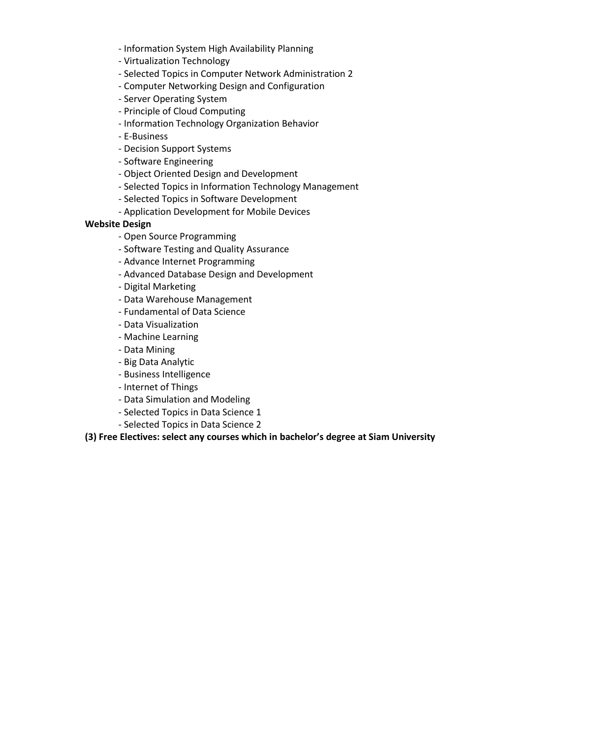- Information System High Availability Planning
- Virtualization Technology
- Selected Topics in Computer Network Administration 2
- Computer Networking Design and Configuration
- Server Operating System
- Principle of Cloud Computing
- Information Technology Organization Behavior
- E-Business
- Decision Support Systems
- Software Engineering
- Object Oriented Design and Development
- Selected Topics in Information Technology Management
- Selected Topics in Software Development
- Application Development for Mobile Devices

**Website Design**

- Open Source Programming
- Software Testing and Quality Assurance
- Advance Internet Programming
- Advanced Database Design and Development
- Digital Marketing
- Data Warehouse Management
- Fundamental of Data Science
- Data Visualization
- Machine Learning
- Data Mining
- Big Data Analytic
- Business Intelligence
- Internet of Things
- Data Simulation and Modeling
- Selected Topics in Data Science 1
- Selected Topics in Data Science 2

**(3) Free Electives: select any courses which in bachelor's degree at Siam University**